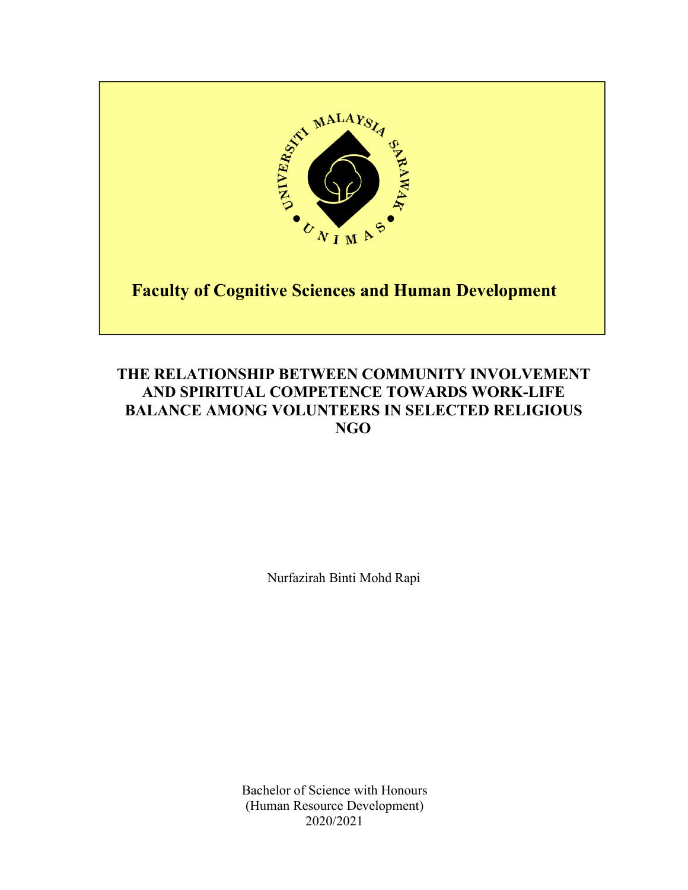**Faculty of Cognitive Sciences and Human Development**

# THE RELATIONSHIP BETWEEN COMMUNITY INVOLVEMENT AND SPIRITUAL COMPETENCE TOWARDS WORK-LIFE BALANCE AMONG VOLUNTEERS IN SELECTED RELIGIOUS NGO

Nurfazirah Binti Mohd Rapi

Bachelor of Science with Honours
(Human Resource Development)
2020/2021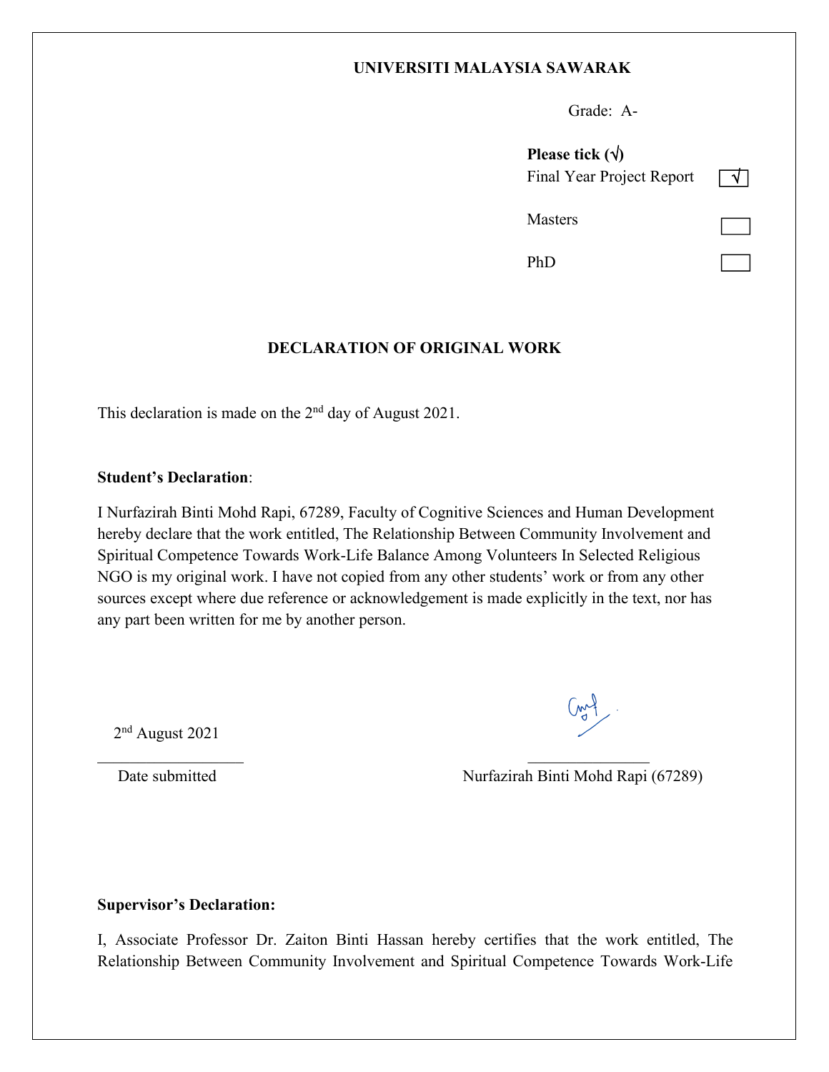**UNIVERSITI MALAYSIA SAWARAK**

Grade: A-

**Please tick (√)**

| | |
|---|---|
| Final Year Project Report | √ |
| Masters | |
| PhD | |

## DECLARATION OF ORIGINAL WORK

This declaration is made on the 2nd day of August 2021.

**Student's Declaration**:

I Nurfazirah Binti Mohd Rapi, 67289, Faculty of Cognitive Sciences and Human Development hereby declare that the work entitled, The Relationship Between Community Involvement and Spiritual Competence Towards Work-Life Balance Among Volunteers In Selected Religious NGO is my original work. I have not copied from any other students' work or from any other sources except where due reference or acknowledgement is made explicitly in the text, nor has any part been written for me by another person.

2nd August 2021
_________________
Date submitted

_________________
Nurfazirah Binti Mohd Rapi (67289)

**Supervisor's Declaration:**

I, Associate Professor Dr. Zaiton Binti Hassan hereby certifies that the work entitled, The Relationship Between Community Involvement and Spiritual Competence Towards Work-Life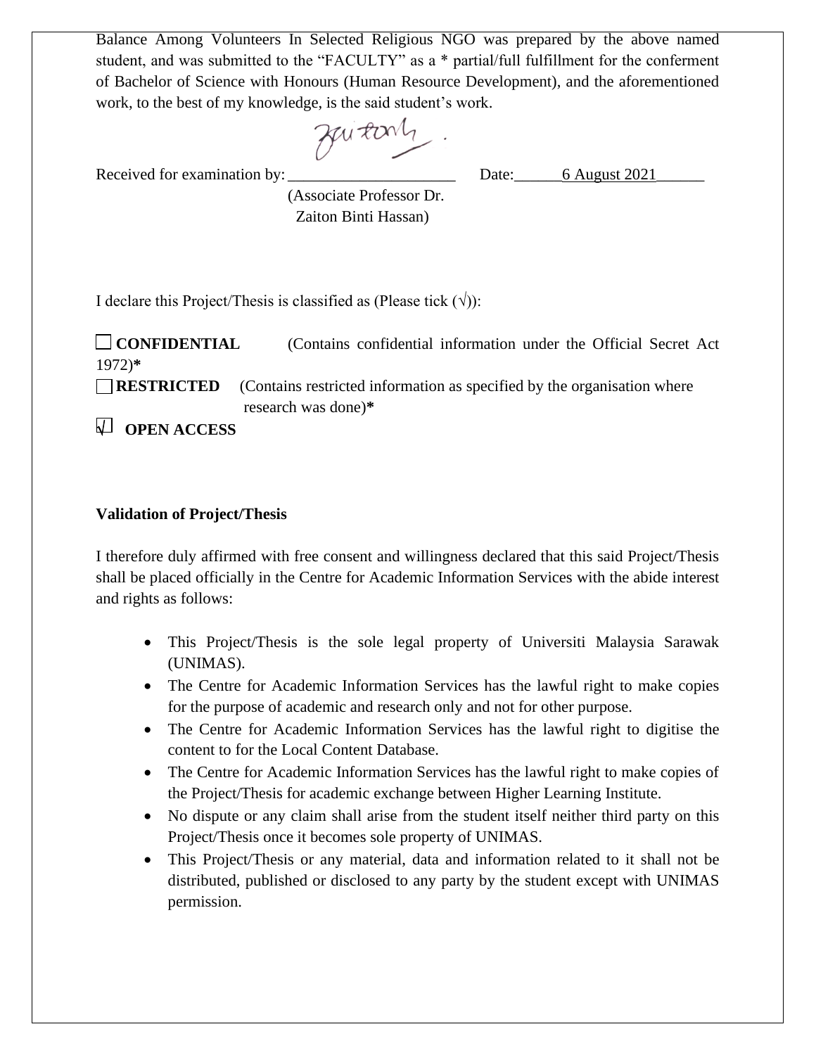Balance Among Volunteers In Selected Religious NGO was prepared by the above named student, and was submitted to the "FACULTY" as a * partial/full fulfillment for the conferment of Bachelor of Science with Honours (Human Resource Development), and the aforementioned work, to the best of my knowledge, is the said student's work.

Received for examination by: ______________________ Date: 6 August 2021
(Associate Professor Dr. Zaiton Binti Hassan)

I declare this Project/Thesis is classified as (Please tick (√)):

☐ **CONFIDENTIAL** (Contains confidential information under the Official Secret Act 1972)*

☐ **RESTRICTED** (Contains restricted information as specified by the organisation where research was done)*

☑ **OPEN ACCESS**

**Validation of Project/Thesis**

I therefore duly affirmed with free consent and willingness declared that this said Project/Thesis shall be placed officially in the Centre for Academic Information Services with the abide interest and rights as follows:

- This Project/Thesis is the sole legal property of Universiti Malaysia Sarawak (UNIMAS).
- The Centre for Academic Information Services has the lawful right to make copies for the purpose of academic and research only and not for other purpose.
- The Centre for Academic Information Services has the lawful right to digitise the content to for the Local Content Database.
- The Centre for Academic Information Services has the lawful right to make copies of the Project/Thesis for academic exchange between Higher Learning Institute.
- No dispute or any claim shall arise from the student itself neither third party on this Project/Thesis once it becomes sole property of UNIMAS.
- This Project/Thesis or any material, data and information related to it shall not be distributed, published or disclosed to any party by the student except with UNIMAS permission.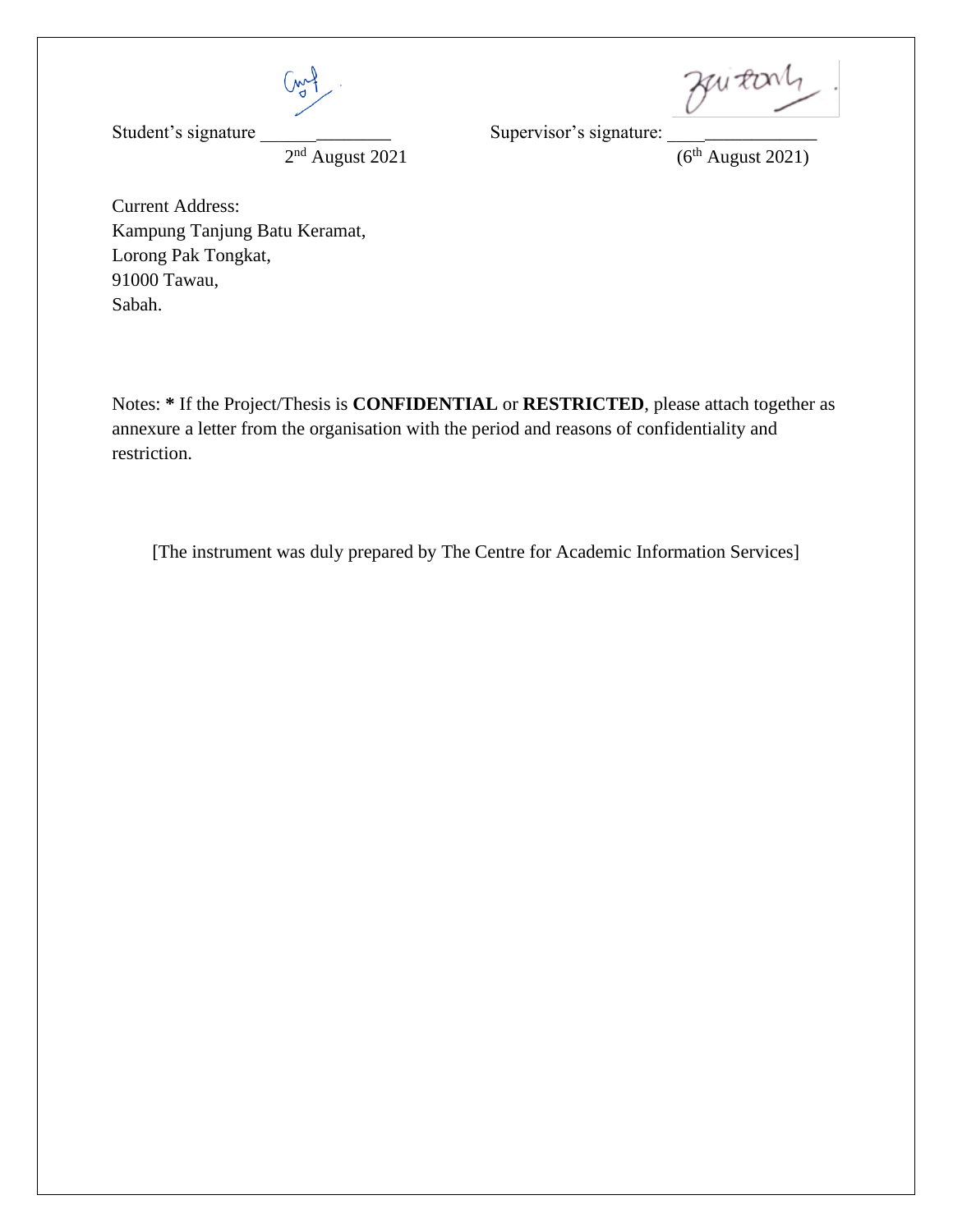Student's signature ______________ Supervisor's signature: ______________

2nd August 2021 (6th August 2021)

Current Address:
Kampung Tanjung Batu Keramat,
Lorong Pak Tongkat,
91000 Tawau,
Sabah.

Notes: **\*** If the Project/Thesis is **CONFIDENTIAL** or **RESTRICTED**, please attach together as annexure a letter from the organisation with the period and reasons of confidentiality and restriction.

[The instrument was duly prepared by The Centre for Academic Information Services]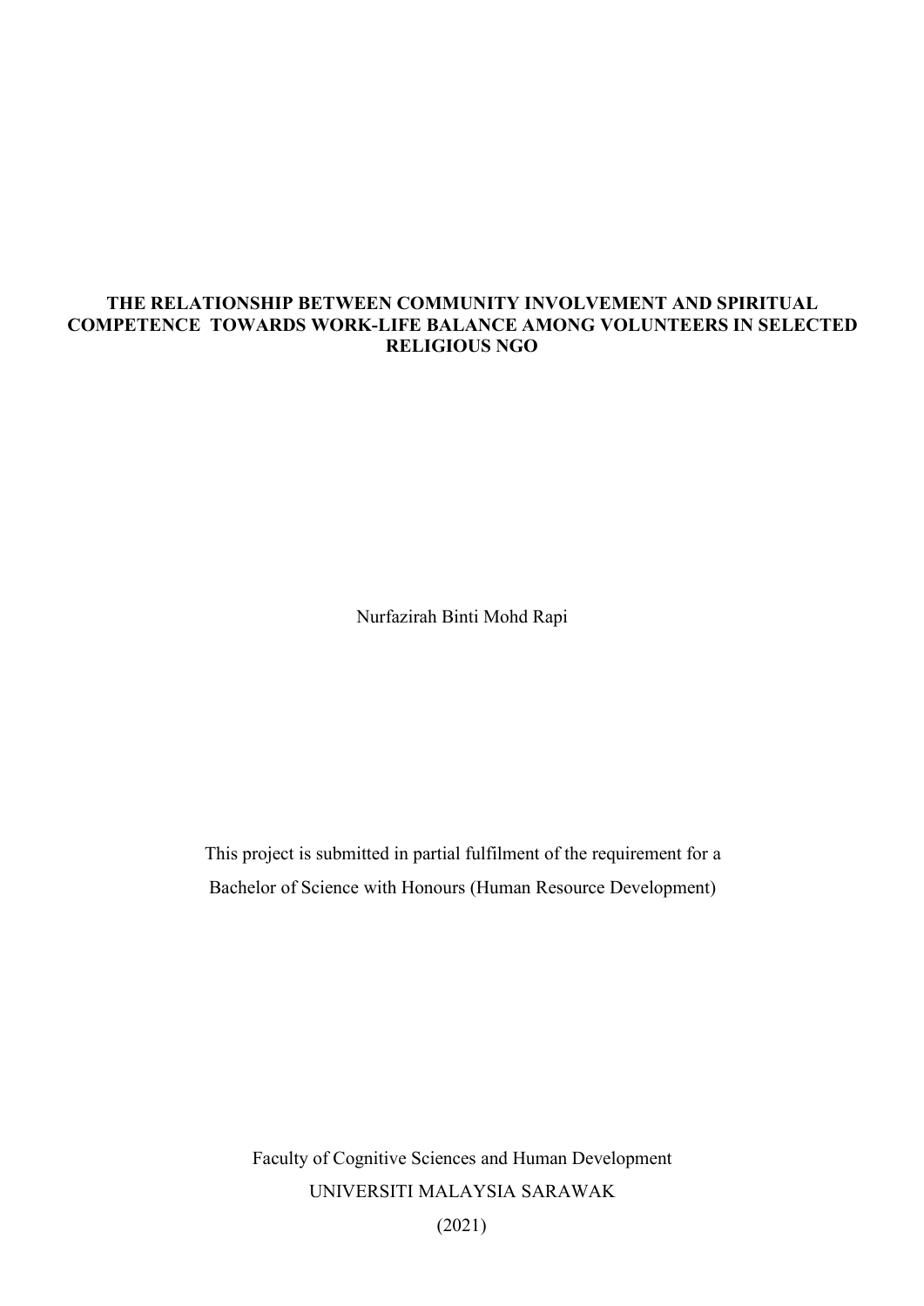**THE RELATIONSHIP BETWEEN COMMUNITY INVOLVEMENT AND SPIRITUAL COMPETENCE TOWARDS WORK-LIFE BALANCE AMONG VOLUNTEERS IN SELECTED RELIGIOUS NGO**

Nurfazirah Binti Mohd Rapi

This project is submitted in partial fulfilment of the requirement for a Bachelor of Science with Honours (Human Resource Development)

Faculty of Cognitive Sciences and Human Development
UNIVERSITI MALAYSIA SARAWAK
(2021)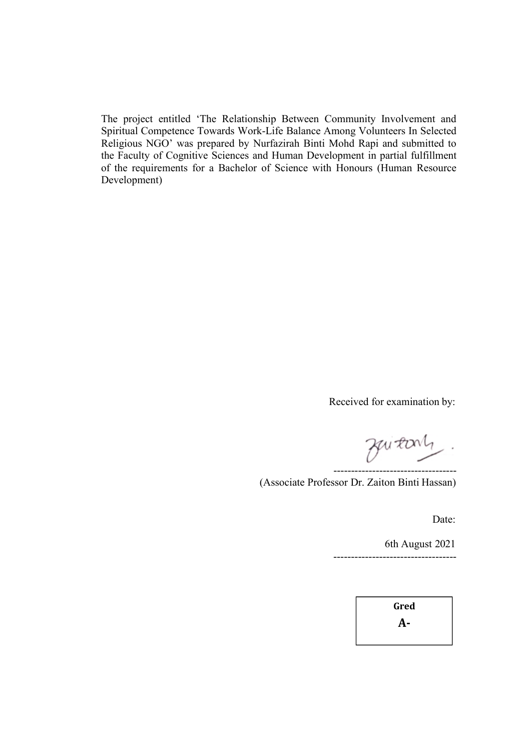The project entitled 'The Relationship Between Community Involvement and Spiritual Competence Towards Work-Life Balance Among Volunteers In Selected Religious NGO' was prepared by Nurfazirah Binti Mohd Rapi and submitted to the Faculty of Cognitive Sciences and Human Development in partial fulfillment of the requirements for a Bachelor of Science with Honours (Human Resource Development)

Received for examination by:

-----------------------------------
(Associate Professor Dr. Zaiton Binti Hassan)

Date:

6th August 2021
-----------------------------------

| Gred |
| --- |
| **A-** |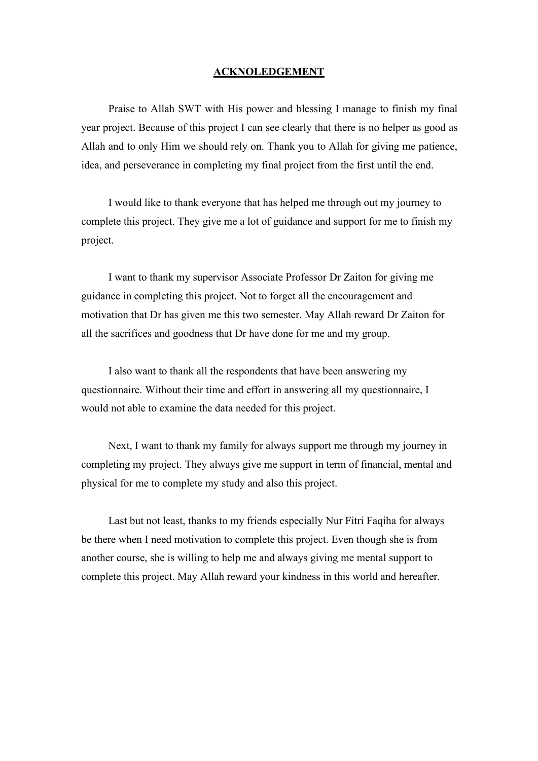# ACKNOLEDGEMENT

Praise to Allah SWT with His power and blessing I manage to finish my final year project. Because of this project I can see clearly that there is no helper as good as Allah and to only Him we should rely on. Thank you to Allah for giving me patience, idea, and perseverance in completing my final project from the first until the end.

I would like to thank everyone that has helped me through out my journey to complete this project. They give me a lot of guidance and support for me to finish my project.

I want to thank my supervisor Associate Professor Dr Zaiton for giving me guidance in completing this project. Not to forget all the encouragement and motivation that Dr has given me this two semester. May Allah reward Dr Zaiton for all the sacrifices and goodness that Dr have done for me and my group.

I also want to thank all the respondents that have been answering my questionnaire. Without their time and effort in answering all my questionnaire, I would not able to examine the data needed for this project.

Next, I want to thank my family for always support me through my journey in completing my project. They always give me support in term of financial, mental and physical for me to complete my study and also this project.

Last but not least, thanks to my friends especially Nur Fitri Faqiha for always be there when I need motivation to complete this project. Even though she is from another course, she is willing to help me and always giving me mental support to complete this project. May Allah reward your kindness in this world and hereafter.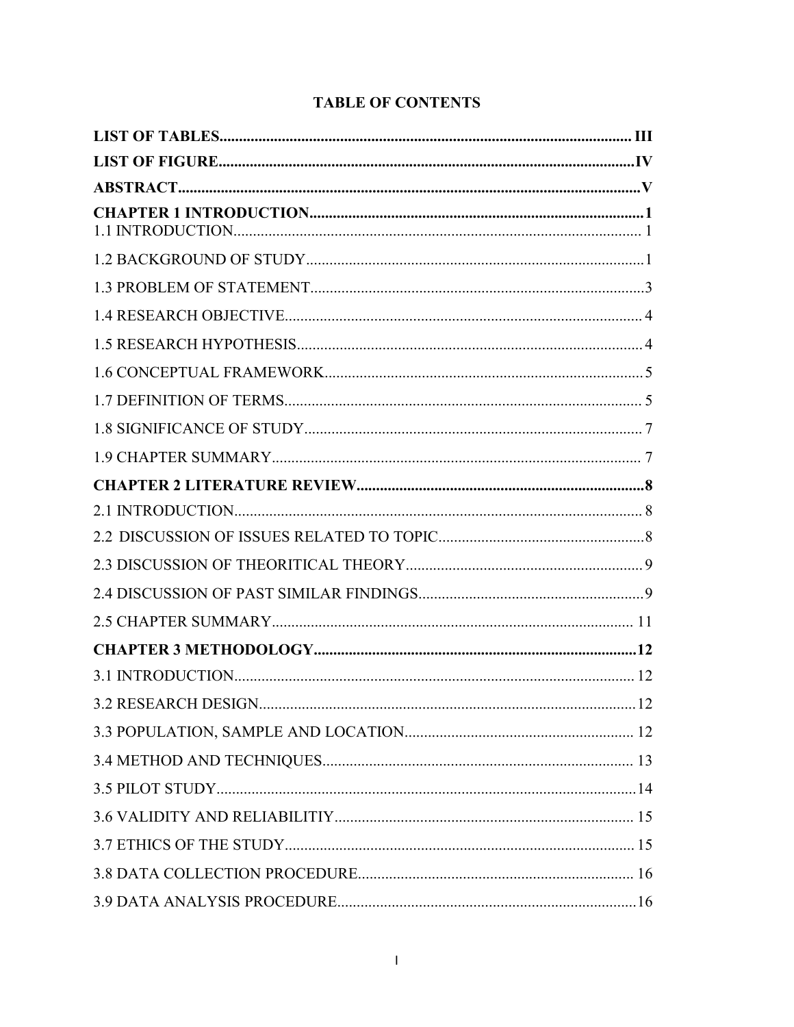# TABLE OF CONTENTS

**LIST OF TABLES.......................................................................................................... III**

**LIST OF FIGURE...........................................................................................................IV**

**ABSTRACT.......................................................................................................................V**

**CHAPTER 1 INTRODUCTION......................................................................................1**

1.1 INTRODUCTION......................................................................................................... 1

1.2 BACKGROUND OF STUDY.......................................................................................1

1.3 PROBLEM OF STATEMENT......................................................................................3

1.4 RESEARCH OBJECTIVE............................................................................................ 4

1.5 RESEARCH HYPOTHESIS......................................................................................... 4

1.6 CONCEPTUAL FRAMEWORK..................................................................................5

1.7 DEFINITION OF TERMS............................................................................................ 5

1.8 SIGNIFICANCE OF STUDY....................................................................................... 7

1.9 CHAPTER SUMMARY............................................................................................... 7

**CHAPTER 2 LITERATURE REVIEW...........................................................................8**

2.1 INTRODUCTION......................................................................................................... 8

2.2 DISCUSSION OF ISSUES RELATED TO TOPIC.....................................................8

2.3 DISCUSSION OF THEORITICAL THEORY............................................................. 9

2.4 DISCUSSION OF PAST SIMILAR FINDINGS..........................................................9

2.5 CHAPTER SUMMARY............................................................................................. 11

**CHAPTER 3 METHODOLOGY...................................................................................12**

3.1 INTRODUCTION....................................................................................................... 12

3.2 RESEARCH DESIGN.................................................................................................12

3.3 POPULATION, SAMPLE AND LOCATION........................................................... 12

3.4 METHOD AND TECHNIQUES................................................................................ 13

3.5 PILOT STUDY............................................................................................................14

3.6 VALIDITY AND RELIABILITIY............................................................................. 15

3.7 ETHICS OF THE STUDY.......................................................................................... 15

3.8 DATA COLLECTION PROCEDURE....................................................................... 16

3.9 DATA ANALYSIS PROCEDURE.............................................................................16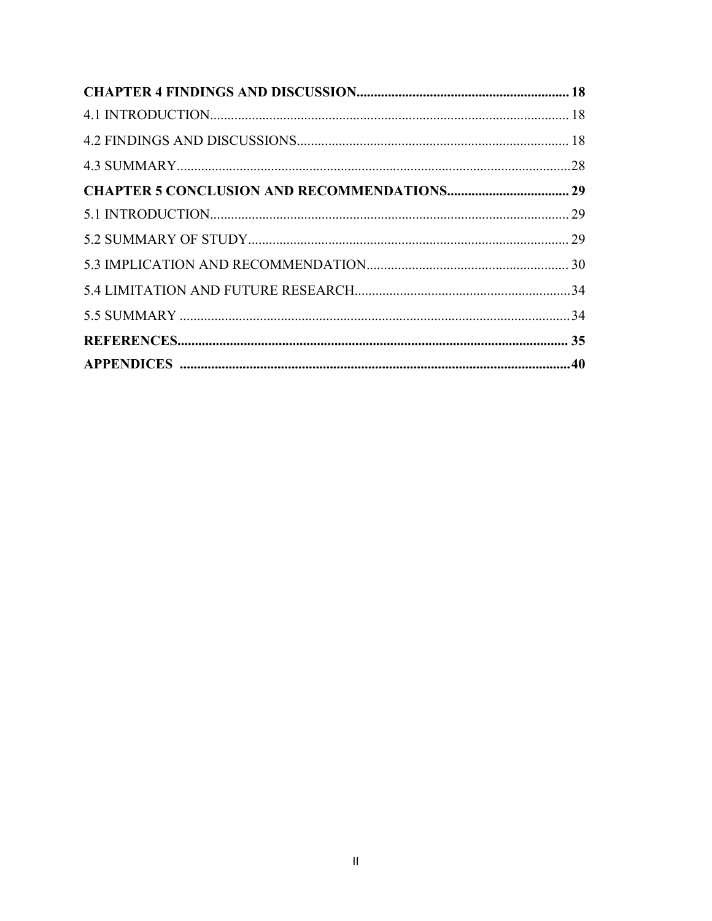**CHAPTER 4 FINDINGS AND DISCUSSION............................................................. 18**

4.1 INTRODUCTION....................................................................................................... 18

4.2 FINDINGS AND DISCUSSIONS.............................................................................. 18

4.3 SUMMARY.................................................................................................................28

**CHAPTER 5 CONCLUSION AND RECOMMENDATIONS.................................. 29**

5.1 INTRODUCTION....................................................................................................... 29

5.2 SUMMARY OF STUDY............................................................................................ 29

5.3 IMPLICATION AND RECOMMENDATION.......................................................... 30

5.4 LIMITATION AND FUTURE RESEARCH..............................................................34

5.5 SUMMARY ................................................................................................................34

**REFERENCES................................................................................................................ 35**

**APPENDICES ................................................................................................................40**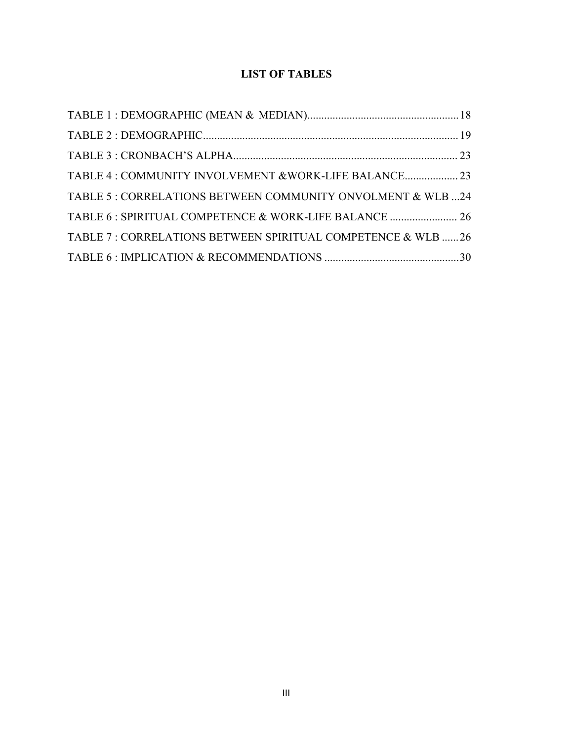# LIST OF TABLES

TABLE 1 : DEMOGRAPHIC (MEAN & MEDIAN)......................................................18

TABLE 2 : DEMOGRAPHIC..........................................................................................19

TABLE 3 : CRONBACH'S ALPHA.................................................................................23

TABLE 4 : COMMUNITY INVOLVEMENT &WORK-LIFE BALANCE...................23

TABLE 5 : CORRELATIONS BETWEEN COMMUNITY ONVOLMENT & WLB ...24

TABLE 6 : SPIRITUAL COMPETENCE & WORK-LIFE BALANCE ........................26

TABLE 7 : CORRELATIONS BETWEEN SPIRITUAL COMPETENCE & WLB ......26

TABLE 6 : IMPLICATION & RECOMMENDATIONS ................................................30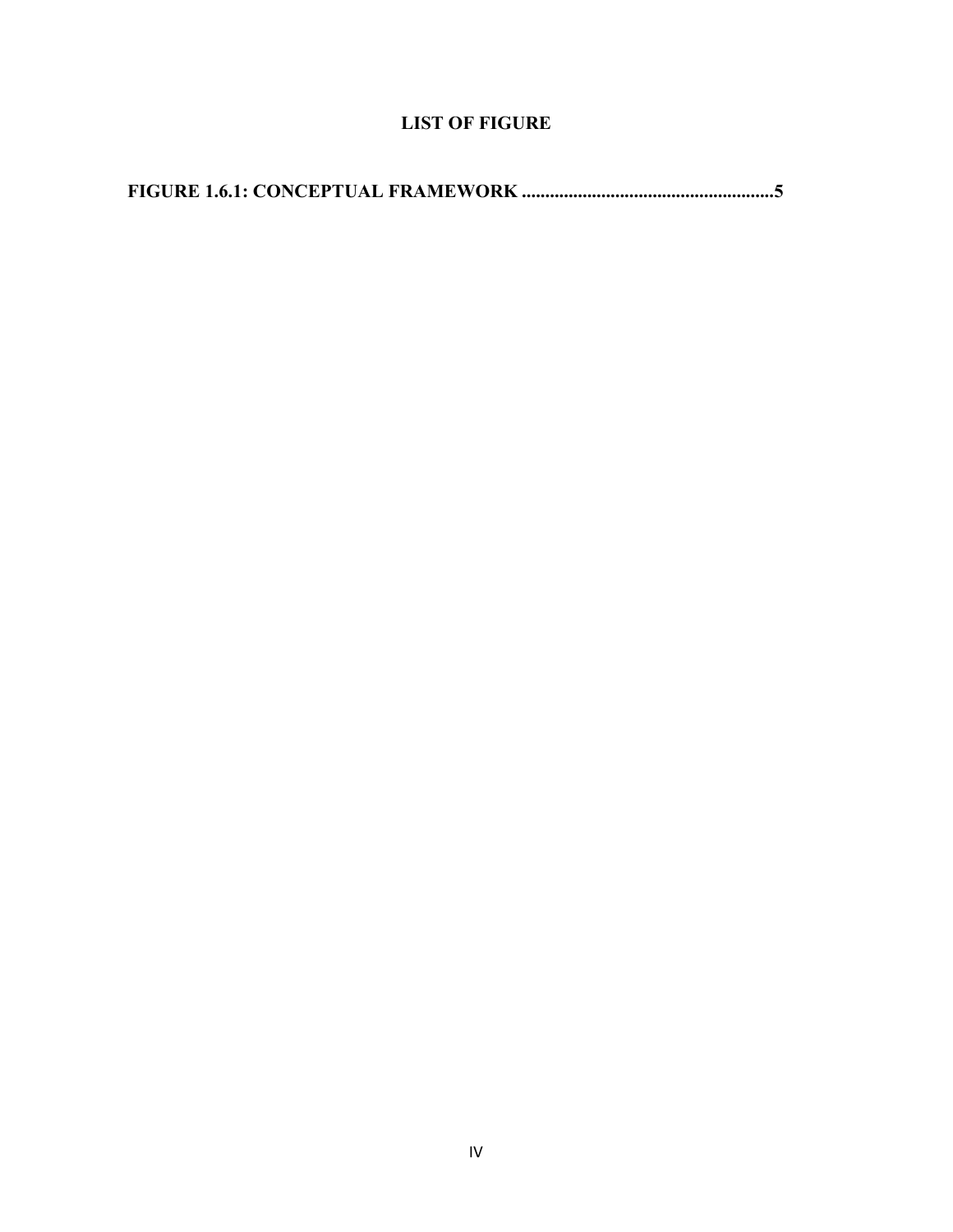# LIST OF FIGURE

**FIGURE 1.6.1: CONCEPTUAL FRAMEWORK ......................................................5**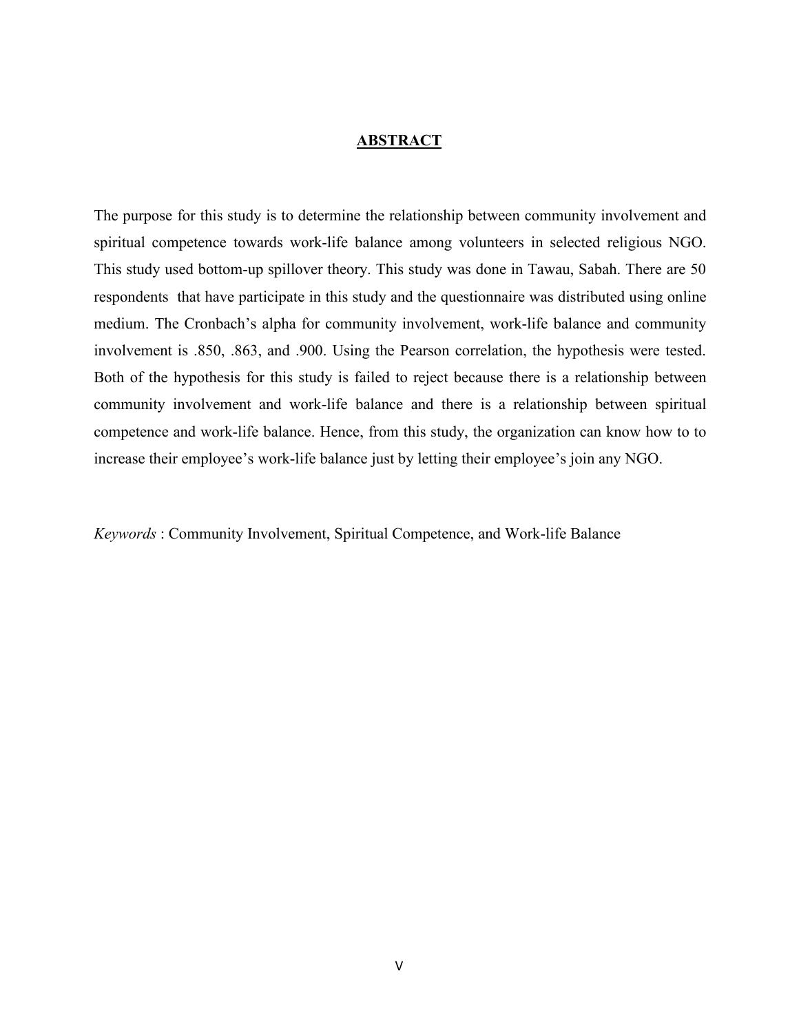# ABSTRACT

The purpose for this study is to determine the relationship between community involvement and spiritual competence towards work-life balance among volunteers in selected religious NGO. This study used bottom-up spillover theory. This study was done in Tawau, Sabah. There are 50 respondents that have participate in this study and the questionnaire was distributed using online medium. The Cronbach's alpha for community involvement, work-life balance and community involvement is .850, .863, and .900. Using the Pearson correlation, the hypothesis were tested. Both of the hypothesis for this study is failed to reject because there is a relationship between community involvement and work-life balance and there is a relationship between spiritual competence and work-life balance. Hence, from this study, the organization can know how to to increase their employee's work-life balance just by letting their employee's join any NGO.

*Keywords* : Community Involvement, Spiritual Competence, and Work-life Balance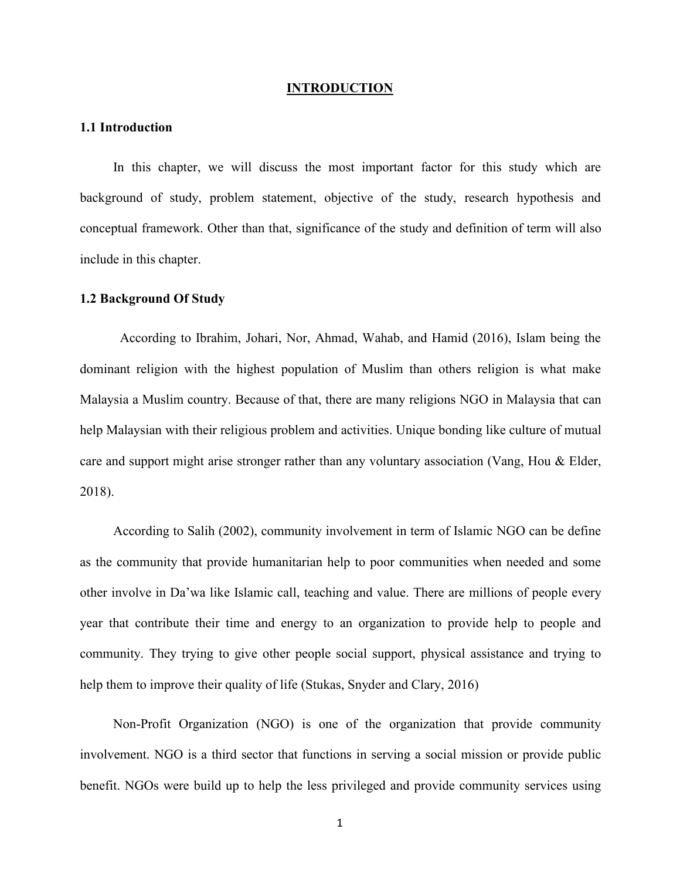# INTRODUCTION

## 1.1 Introduction

In this chapter, we will discuss the most important factor for this study which are background of study, problem statement, objective of the study, research hypothesis and conceptual framework. Other than that, significance of the study and definition of term will also include in this chapter.

## 1.2 Background Of Study

According to Ibrahim, Johari, Nor, Ahmad, Wahab, and Hamid (2016), Islam being the dominant religion with the highest population of Muslim than others religion is what make Malaysia a Muslim country. Because of that, there are many religions NGO in Malaysia that can help Malaysian with their religious problem and activities. Unique bonding like culture of mutual care and support might arise stronger rather than any voluntary association (Vang, Hou & Elder, 2018).

According to Salih (2002), community involvement in term of Islamic NGO can be define as the community that provide humanitarian help to poor communities when needed and some other involve in Da'wa like Islamic call, teaching and value. There are millions of people every year that contribute their time and energy to an organization to provide help to people and community. They trying to give other people social support, physical assistance and trying to help them to improve their quality of life (Stukas, Snyder and Clary, 2016)

Non-Profit Organization (NGO) is one of the organization that provide community involvement. NGO is a third sector that functions in serving a social mission or provide public benefit. NGOs were build up to help the less privileged and provide community services using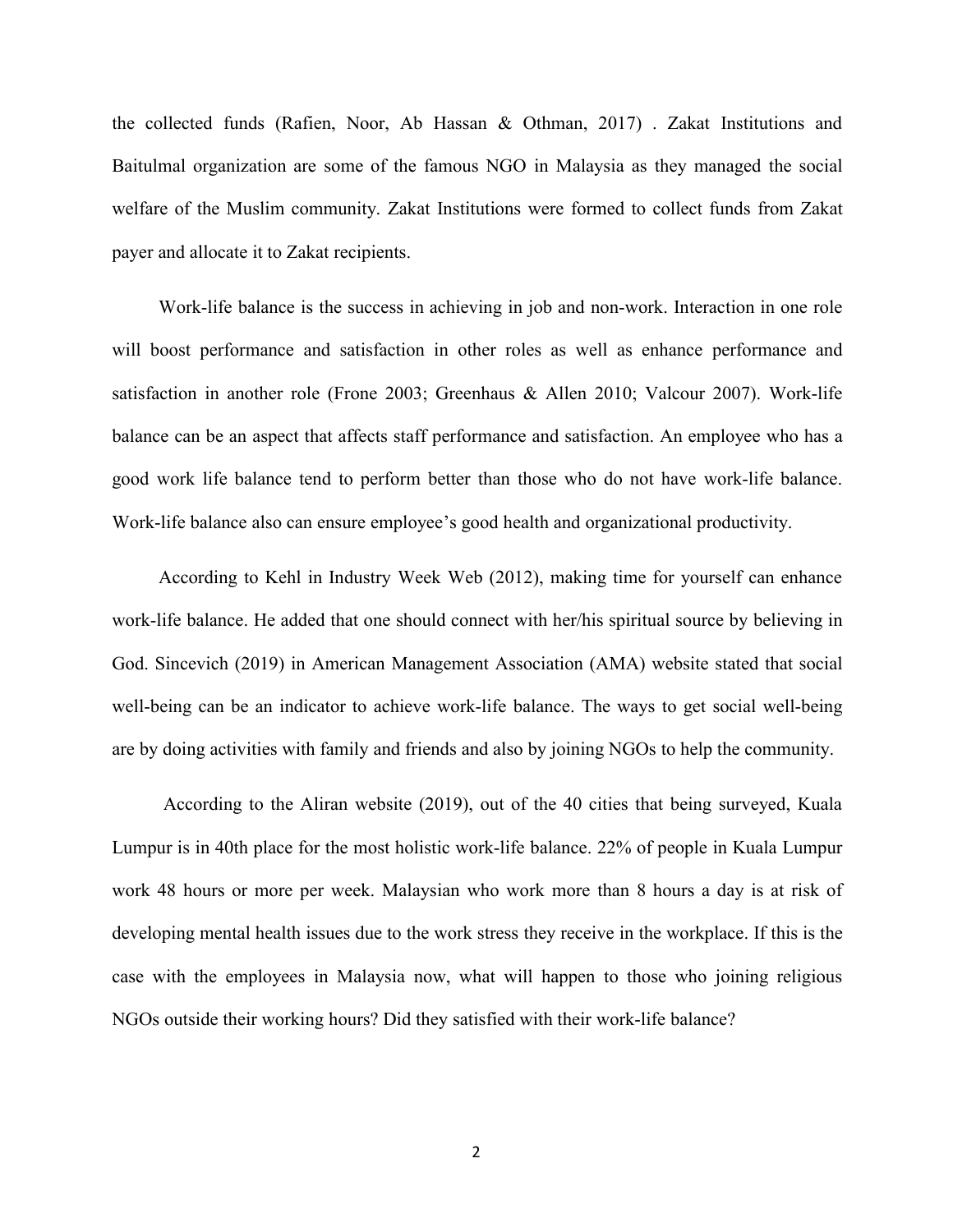the collected funds (Rafien, Noor, Ab Hassan & Othman, 2017) . Zakat Institutions and Baitulmal organization are some of the famous NGO in Malaysia as they managed the social welfare of the Muslim community. Zakat Institutions were formed to collect funds from Zakat payer and allocate it to Zakat recipients.

Work-life balance is the success in achieving in job and non-work. Interaction in one role will boost performance and satisfaction in other roles as well as enhance performance and satisfaction in another role (Frone 2003; Greenhaus & Allen 2010; Valcour 2007). Work-life balance can be an aspect that affects staff performance and satisfaction. An employee who has a good work life balance tend to perform better than those who do not have work-life balance. Work-life balance also can ensure employee's good health and organizational productivity.

According to Kehl in Industry Week Web (2012), making time for yourself can enhance work-life balance. He added that one should connect with her/his spiritual source by believing in God. Sincevich (2019) in American Management Association (AMA) website stated that social well-being can be an indicator to achieve work-life balance. The ways to get social well-being are by doing activities with family and friends and also by joining NGOs to help the community.

According to the Aliran website (2019), out of the 40 cities that being surveyed, Kuala Lumpur is in 40th place for the most holistic work-life balance. 22% of people in Kuala Lumpur work 48 hours or more per week. Malaysian who work more than 8 hours a day is at risk of developing mental health issues due to the work stress they receive in the workplace. If this is the case with the employees in Malaysia now, what will happen to those who joining religious NGOs outside their working hours? Did they satisfied with their work-life balance?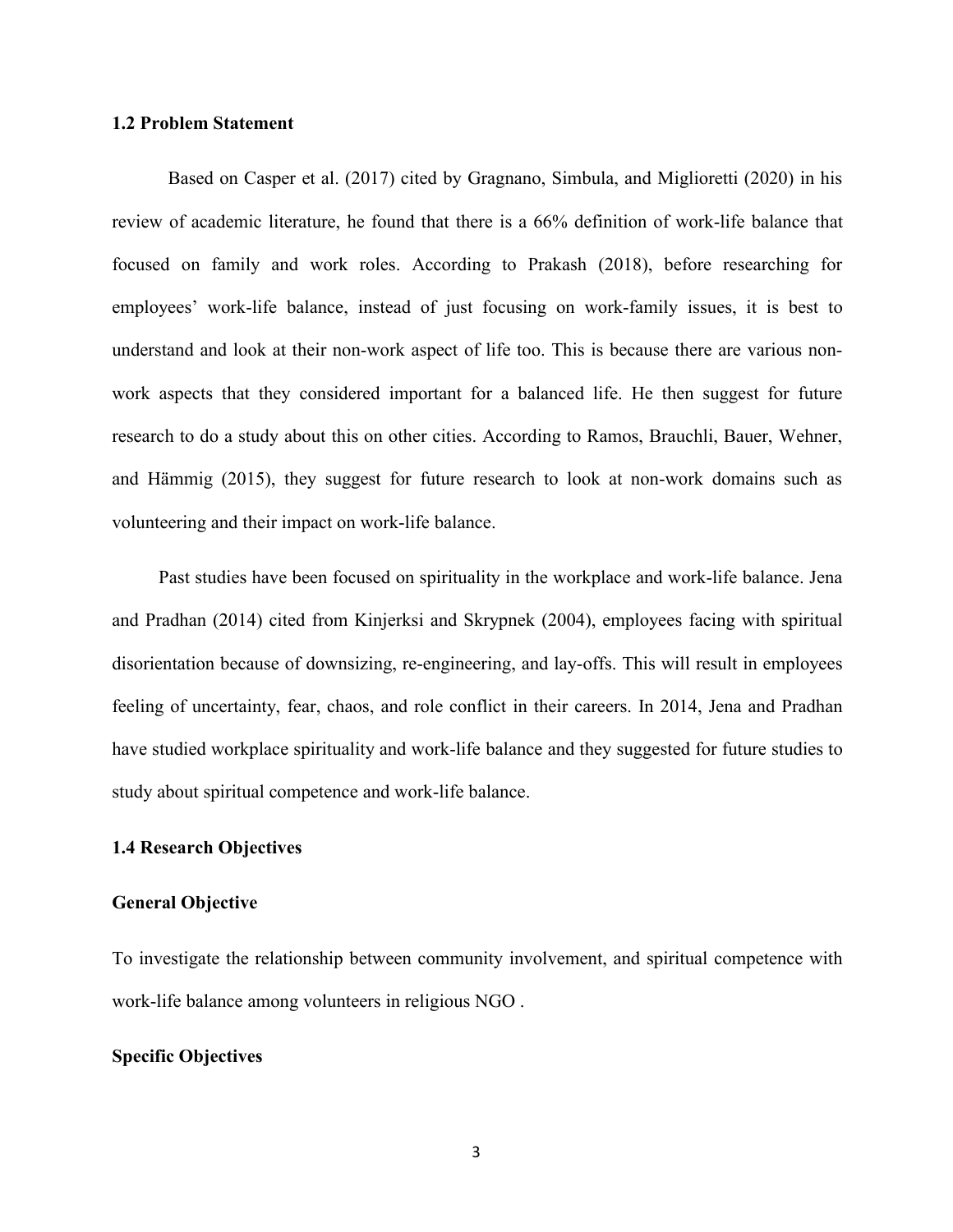### 1.2 Problem Statement

Based on Casper et al. (2017) cited by Gragnano, Simbula, and Miglioretti (2020) in his review of academic literature, he found that there is a 66% definition of work-life balance that focused on family and work roles. According to Prakash (2018), before researching for employees' work-life balance, instead of just focusing on work-family issues, it is best to understand and look at their non-work aspect of life too. This is because there are various non-work aspects that they considered important for a balanced life. He then suggest for future research to do a study about this on other cities. According to Ramos, Brauchli, Bauer, Wehner, and Hämmig (2015), they suggest for future research to look at non-work domains such as volunteering and their impact on work-life balance.

Past studies have been focused on spirituality in the workplace and work-life balance. Jena and Pradhan (2014) cited from Kinjerksi and Skrypnek (2004), employees facing with spiritual disorientation because of downsizing, re-engineering, and lay-offs. This will result in employees feeling of uncertainty, fear, chaos, and role conflict in their careers. In 2014, Jena and Pradhan have studied workplace spirituality and work-life balance and they suggested for future studies to study about spiritual competence and work-life balance.

### 1.4 Research Objectives

**General Objective**

To investigate the relationship between community involvement, and spiritual competence with work-life balance among volunteers in religious NGO .

**Specific Objectives**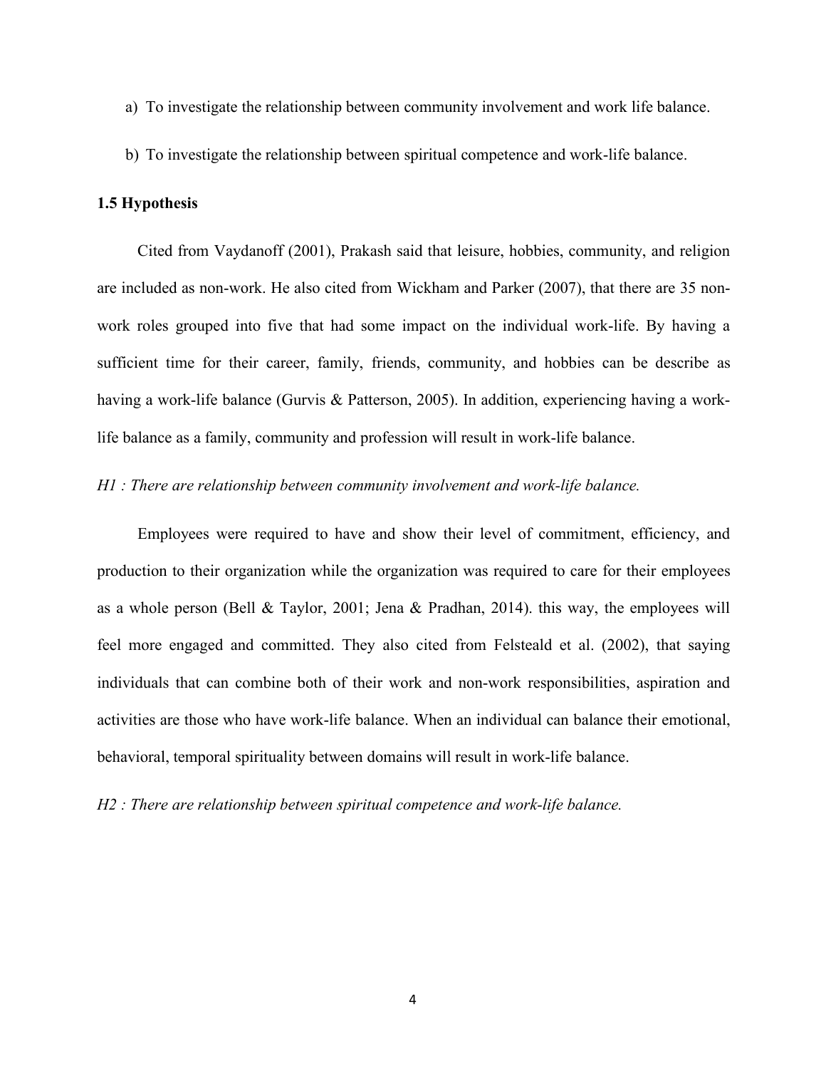a) To investigate the relationship between community involvement and work life balance.

b) To investigate the relationship between spiritual competence and work-life balance.

### 1.5 Hypothesis

Cited from Vaydanoff (2001), Prakash said that leisure, hobbies, community, and religion are included as non-work. He also cited from Wickham and Parker (2007), that there are 35 non-work roles grouped into five that had some impact on the individual work-life. By having a sufficient time for their career, family, friends, community, and hobbies can be describe as having a work-life balance (Gurvis & Patterson, 2005). In addition, experiencing having a work-life balance as a family, community and profession will result in work-life balance.

*H1 : There are relationship between community involvement and work-life balance.*

Employees were required to have and show their level of commitment, efficiency, and production to their organization while the organization was required to care for their employees as a whole person (Bell & Taylor, 2001; Jena & Pradhan, 2014). this way, the employees will feel more engaged and committed. They also cited from Felsteald et al. (2002), that saying individuals that can combine both of their work and non-work responsibilities, aspiration and activities are those who have work-life balance. When an individual can balance their emotional, behavioral, temporal spirituality between domains will result in work-life balance.

*H2 : There are relationship between spiritual competence and work-life balance.*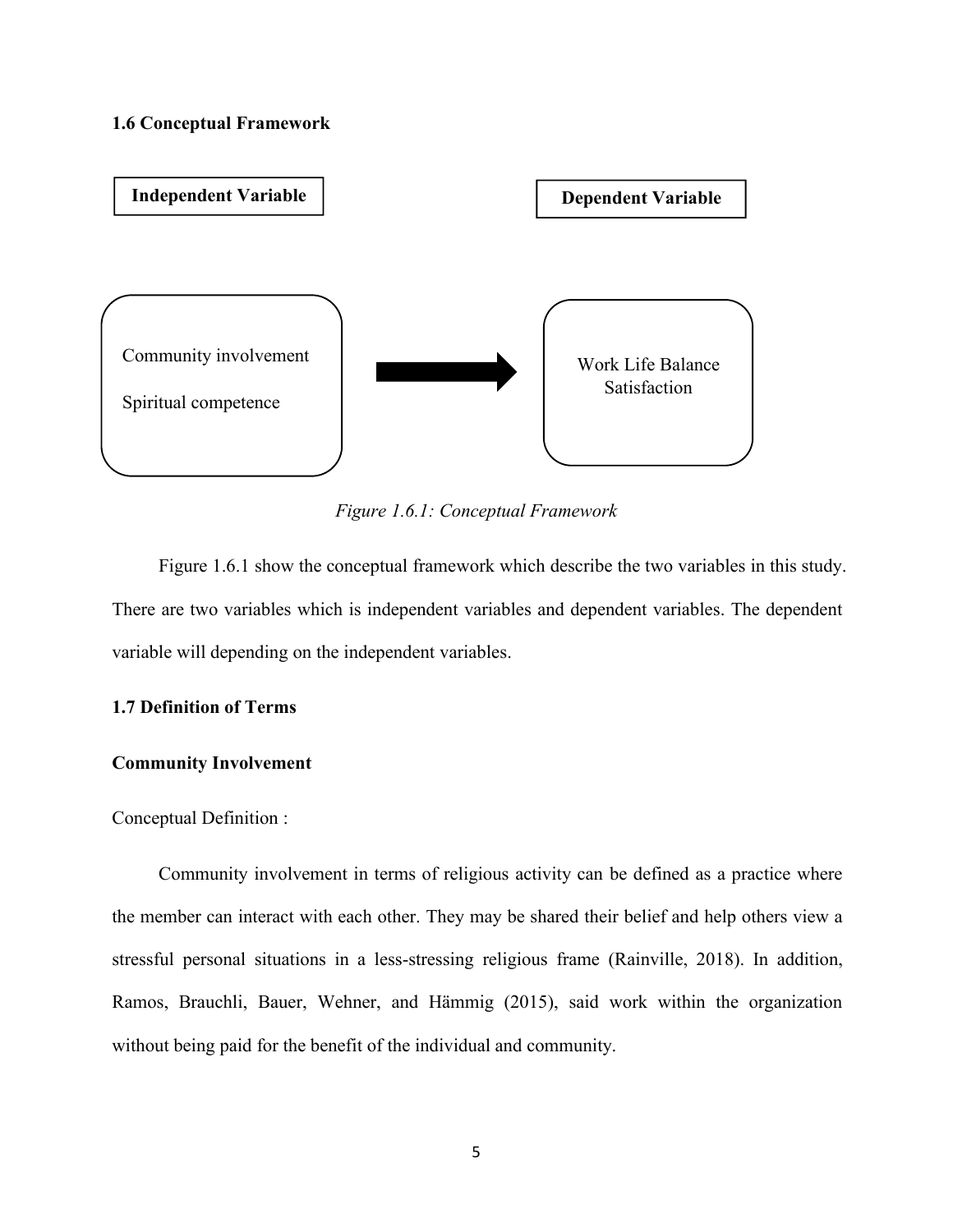### 1.6 Conceptual Framework

**Independent Variable** — Community involvement; Spiritual competence

→

**Dependent Variable** — Work Life Balance Satisfaction

*Figure 1.6.1: Conceptual Framework*

Figure 1.6.1 show the conceptual framework which describe the two variables in this study. There are two variables which is independent variables and dependent variables. The dependent variable will depending on the independent variables.

### 1.7 Definition of Terms

**Community Involvement**

Conceptual Definition :

Community involvement in terms of religious activity can be defined as a practice where the member can interact with each other. They may be shared their belief and help others view a stressful personal situations in a less-stressing religious frame (Rainville, 2018). In addition, Ramos, Brauchli, Bauer, Wehner, and Hämmig (2015), said work within the organization without being paid for the benefit of the individual and community.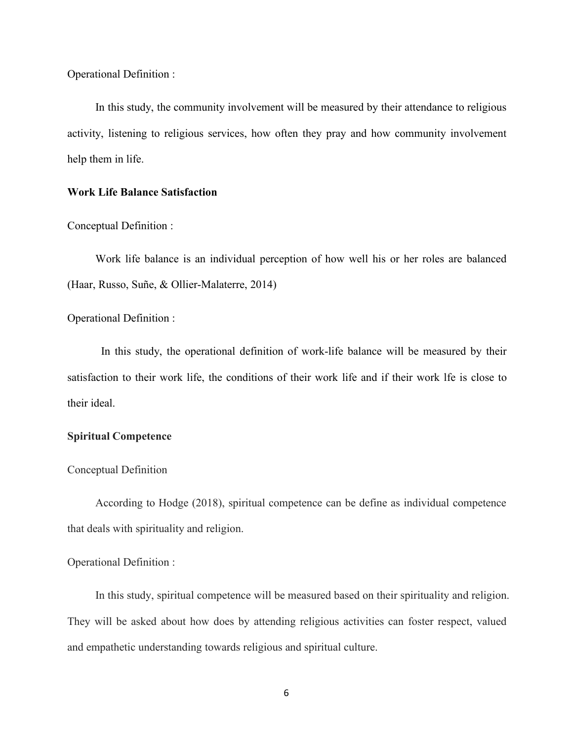Operational Definition :

In this study, the community involvement will be measured by their attendance to religious activity, listening to religious services, how often they pray and how community involvement help them in life.

**Work Life Balance Satisfaction**

Conceptual Definition :

Work life balance is an individual perception of how well his or her roles are balanced (Haar, Russo, Suñe, & Ollier-Malaterre, 2014)

Operational Definition :

In this study, the operational definition of work-life balance will be measured by their satisfaction to their work life, the conditions of their work life and if their work lfe is close to their ideal.

**Spiritual Competence**

Conceptual Definition

According to Hodge (2018), spiritual competence can be define as individual competence that deals with spirituality and religion.

Operational Definition :

In this study, spiritual competence will be measured based on their spirituality and religion. They will be asked about how does by attending religious activities can foster respect, valued and empathetic understanding towards religious and spiritual culture.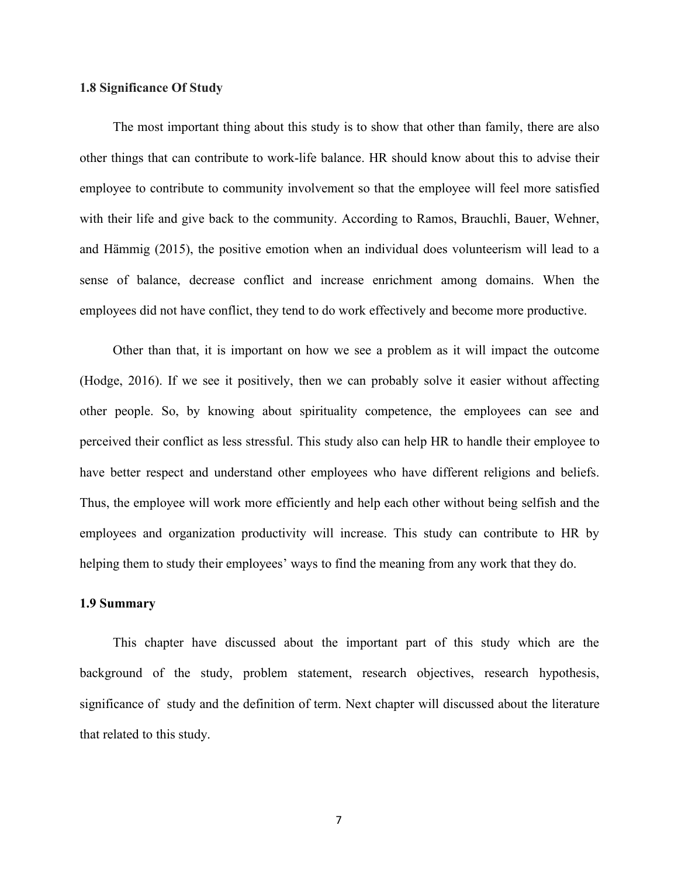### 1.8 Significance Of Study

The most important thing about this study is to show that other than family, there are also other things that can contribute to work-life balance. HR should know about this to advise their employee to contribute to community involvement so that the employee will feel more satisfied with their life and give back to the community. According to Ramos, Brauchli, Bauer, Wehner, and Hämmig (2015), the positive emotion when an individual does volunteerism will lead to a sense of balance, decrease conflict and increase enrichment among domains. When the employees did not have conflict, they tend to do work effectively and become more productive.

Other than that, it is important on how we see a problem as it will impact the outcome (Hodge, 2016). If we see it positively, then we can probably solve it easier without affecting other people. So, by knowing about spirituality competence, the employees can see and perceived their conflict as less stressful. This study also can help HR to handle their employee to have better respect and understand other employees who have different religions and beliefs. Thus, the employee will work more efficiently and help each other without being selfish and the employees and organization productivity will increase. This study can contribute to HR by helping them to study their employees' ways to find the meaning from any work that they do.

### 1.9 Summary

This chapter have discussed about the important part of this study which are the background of the study, problem statement, research objectives, research hypothesis, significance of study and the definition of term. Next chapter will discussed about the literature that related to this study.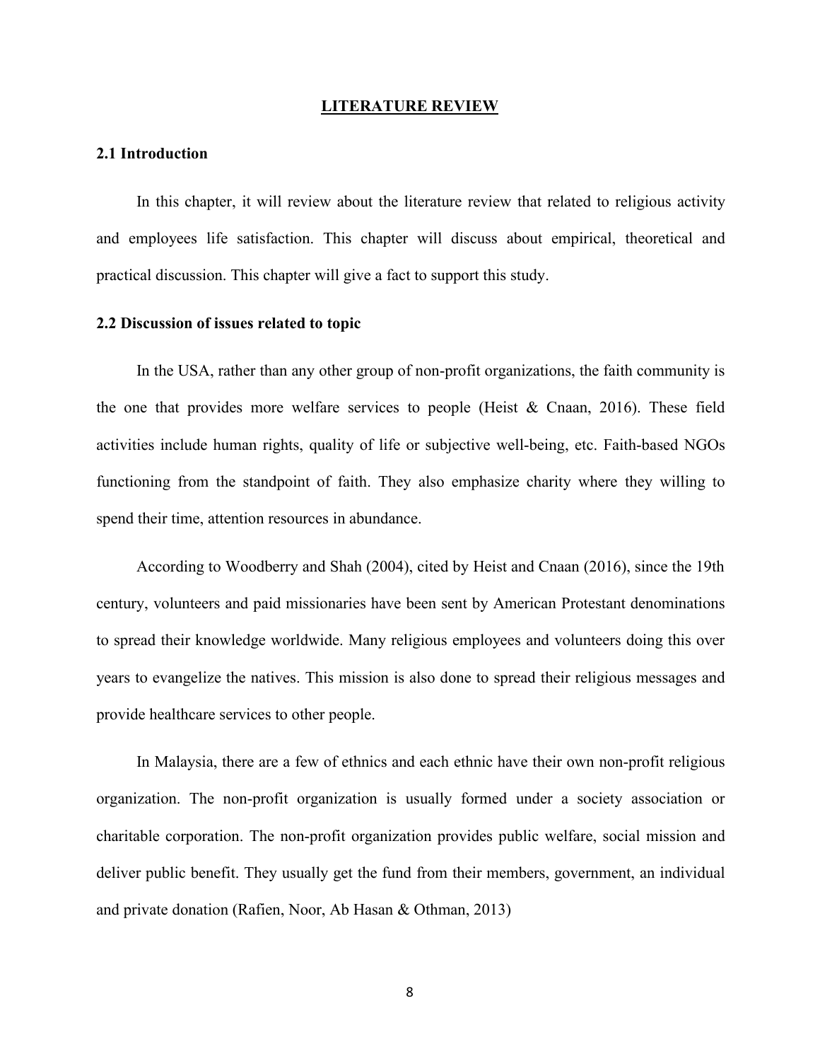# LITERATURE REVIEW

## 2.1 Introduction

In this chapter, it will review about the literature review that related to religious activity and employees life satisfaction. This chapter will discuss about empirical, theoretical and practical discussion. This chapter will give a fact to support this study.

## 2.2 Discussion of issues related to topic

In the USA, rather than any other group of non-profit organizations, the faith community is the one that provides more welfare services to people (Heist & Cnaan, 2016). These field activities include human rights, quality of life or subjective well-being, etc. Faith-based NGOs functioning from the standpoint of faith. They also emphasize charity where they willing to spend their time, attention resources in abundance.

According to Woodberry and Shah (2004), cited by Heist and Cnaan (2016), since the 19th century, volunteers and paid missionaries have been sent by American Protestant denominations to spread their knowledge worldwide. Many religious employees and volunteers doing this over years to evangelize the natives. This mission is also done to spread their religious messages and provide healthcare services to other people.

In Malaysia, there are a few of ethnics and each ethnic have their own non-profit religious organization. The non-profit organization is usually formed under a society association or charitable corporation. The non-profit organization provides public welfare, social mission and deliver public benefit. They usually get the fund from their members, government, an individual and private donation (Rafien, Noor, Ab Hasan & Othman, 2013)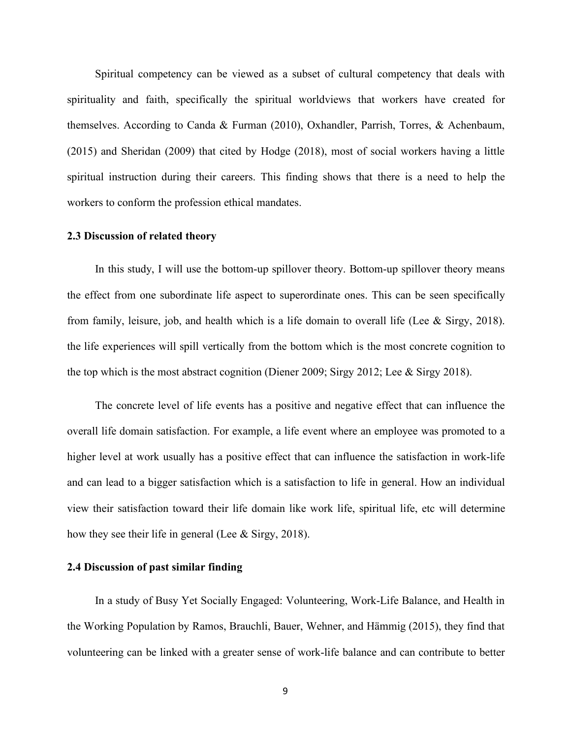Spiritual competency can be viewed as a subset of cultural competency that deals with spirituality and faith, specifically the spiritual worldviews that workers have created for themselves. According to Canda & Furman (2010), Oxhandler, Parrish, Torres, & Achenbaum, (2015) and Sheridan (2009) that cited by Hodge (2018), most of social workers having a little spiritual instruction during their careers. This finding shows that there is a need to help the workers to conform the profession ethical mandates.

### 2.3 Discussion of related theory

In this study, I will use the bottom-up spillover theory. Bottom-up spillover theory means the effect from one subordinate life aspect to superordinate ones. This can be seen specifically from family, leisure, job, and health which is a life domain to overall life (Lee & Sirgy, 2018). the life experiences will spill vertically from the bottom which is the most concrete cognition to the top which is the most abstract cognition (Diener 2009; Sirgy 2012; Lee & Sirgy 2018).

The concrete level of life events has a positive and negative effect that can influence the overall life domain satisfaction. For example, a life event where an employee was promoted to a higher level at work usually has a positive effect that can influence the satisfaction in work-life and can lead to a bigger satisfaction which is a satisfaction to life in general. How an individual view their satisfaction toward their life domain like work life, spiritual life, etc will determine how they see their life in general (Lee & Sirgy, 2018).

### 2.4 Discussion of past similar finding

In a study of Busy Yet Socially Engaged: Volunteering, Work-Life Balance, and Health in the Working Population by Ramos, Brauchli, Bauer, Wehner, and Hämmig (2015), they find that volunteering can be linked with a greater sense of work-life balance and can contribute to better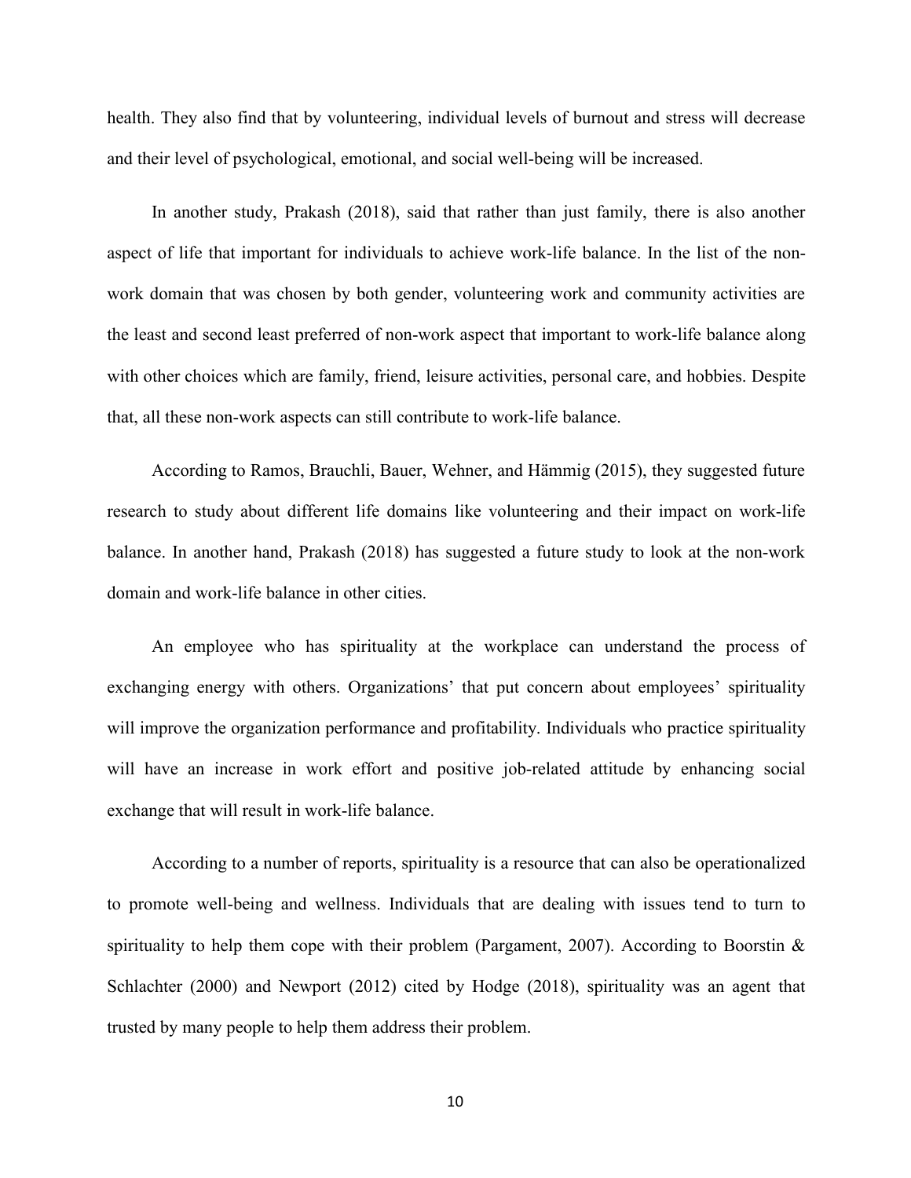health. They also find that by volunteering, individual levels of burnout and stress will decrease and their level of psychological, emotional, and social well-being will be increased.

In another study, Prakash (2018), said that rather than just family, there is also another aspect of life that important for individuals to achieve work-life balance. In the list of the non-work domain that was chosen by both gender, volunteering work and community activities are the least and second least preferred of non-work aspect that important to work-life balance along with other choices which are family, friend, leisure activities, personal care, and hobbies. Despite that, all these non-work aspects can still contribute to work-life balance.

According to Ramos, Brauchli, Bauer, Wehner, and Hämmig (2015), they suggested future research to study about different life domains like volunteering and their impact on work-life balance. In another hand, Prakash (2018) has suggested a future study to look at the non-work domain and work-life balance in other cities.

An employee who has spirituality at the workplace can understand the process of exchanging energy with others. Organizations' that put concern about employees' spirituality will improve the organization performance and profitability. Individuals who practice spirituality will have an increase in work effort and positive job-related attitude by enhancing social exchange that will result in work-life balance.

According to a number of reports, spirituality is a resource that can also be operationalized to promote well-being and wellness. Individuals that are dealing with issues tend to turn to spirituality to help them cope with their problem (Pargament, 2007). According to Boorstin & Schlachter (2000) and Newport (2012) cited by Hodge (2018), spirituality was an agent that trusted by many people to help them address their problem.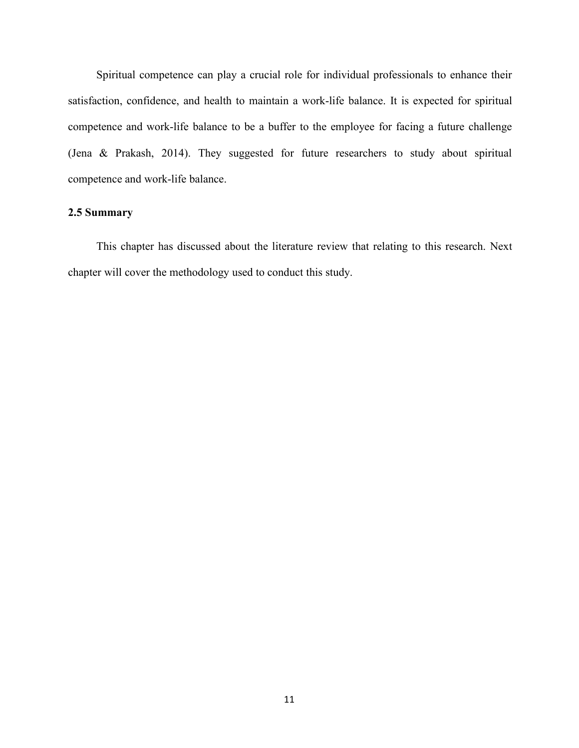Spiritual competence can play a crucial role for individual professionals to enhance their satisfaction, confidence, and health to maintain a work-life balance. It is expected for spiritual competence and work-life balance to be a buffer to the employee for facing a future challenge (Jena & Prakash, 2014). They suggested for future researchers to study about spiritual competence and work-life balance.

### 2.5 Summary

This chapter has discussed about the literature review that relating to this research. Next chapter will cover the methodology used to conduct this study.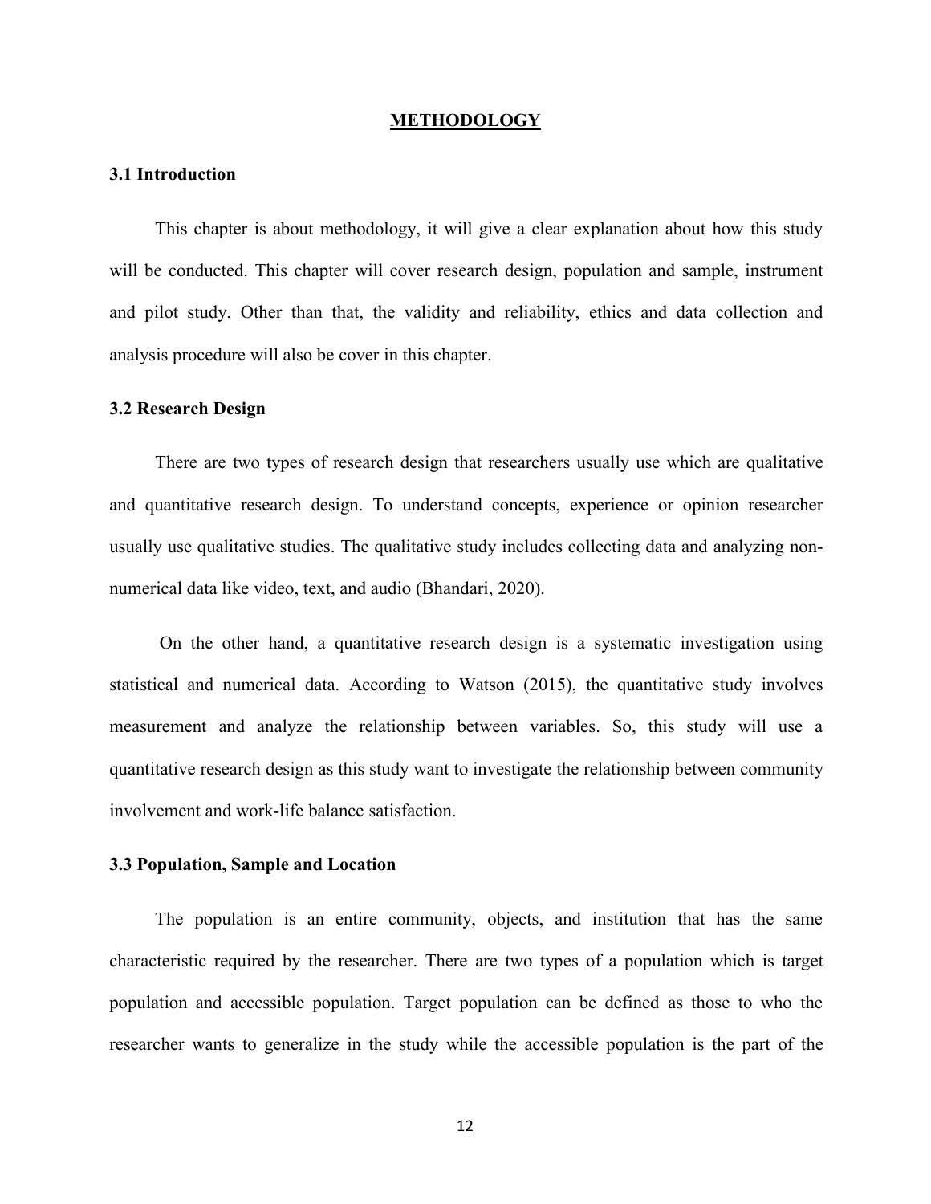## METHODOLOGY

### 3.1 Introduction

This chapter is about methodology, it will give a clear explanation about how this study will be conducted. This chapter will cover research design, population and sample, instrument and pilot study. Other than that, the validity and reliability, ethics and data collection and analysis procedure will also be cover in this chapter.

### 3.2 Research Design

There are two types of research design that researchers usually use which are qualitative and quantitative research design. To understand concepts, experience or opinion researcher usually use qualitative studies. The qualitative study includes collecting data and analyzing non-numerical data like video, text, and audio (Bhandari, 2020).

On the other hand, a quantitative research design is a systematic investigation using statistical and numerical data. According to Watson (2015), the quantitative study involves measurement and analyze the relationship between variables. So, this study will use a quantitative research design as this study want to investigate the relationship between community involvement and work-life balance satisfaction.

### 3.3 Population, Sample and Location

The population is an entire community, objects, and institution that has the same characteristic required by the researcher. There are two types of a population which is target population and accessible population. Target population can be defined as those to who the researcher wants to generalize in the study while the accessible population is the part of the